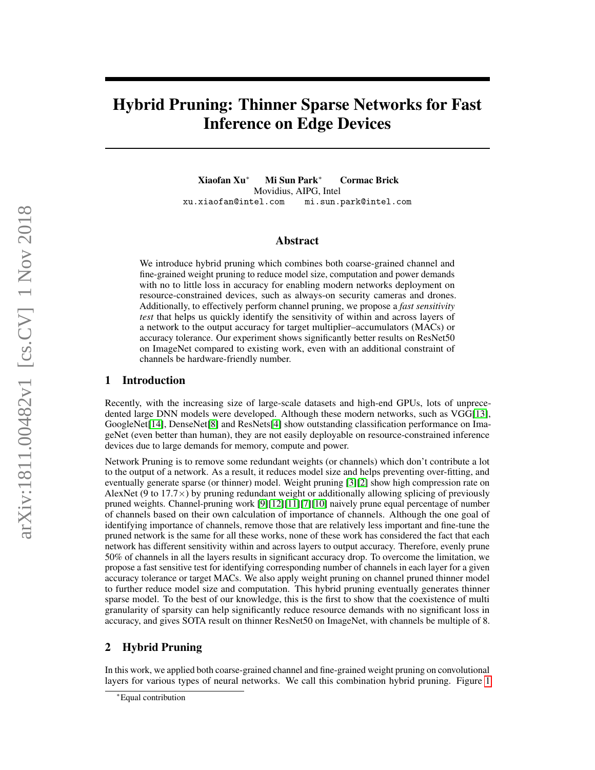# Hybrid Pruning: Thinner Sparse Networks for Fast Inference on Edge Devices

**Xiaofan Xu*** **Mi Sun Park*** **Cormac Brick**
Movidius, AIPG, Intel
xu.xiaofan@intel.com mi.sun.park@intel.com

## Abstract

We introduce hybrid pruning which combines both coarse-grained channel and fine-grained weight pruning to reduce model size, computation and power demands with no to little loss in accuracy for enabling modern networks deployment on resource-constrained devices, such as always-on security cameras and drones. Additionally, to effectively perform channel pruning, we propose a *fast sensitivity test* that helps us quickly identify the sensitivity of within and across layers of a network to the output accuracy for target multiplier–accumulators (MACs) or accuracy tolerance. Our experiment shows significantly better results on ResNet50 on ImageNet compared to existing work, even with an additional constraint of channels be hardware-friendly number.

## 1 Introduction

Recently, with the increasing size of large-scale datasets and high-end GPUs, lots of unprecedented large DNN models were developed. Although these modern networks, such as VGG[13], GoogleNet[14], DenseNet[8] and ResNets[4] show outstanding classification performance on ImageNet (even better than human), they are not easily deployable on resource-constrained inference devices due to large demands for memory, compute and power.

Network Pruning is to remove some redundant weights (or channels) which don't contribute a lot to the output of a network. As a result, it reduces model size and helps preventing over-fitting, and eventually generate sparse (or thinner) model. Weight pruning [3][2] show high compression rate on AlexNet (9 to 17.7×) by pruning redundant weight or additionally allowing splicing of previously pruned weights. Channel-pruning work [9][12][11][7][10] naively prune equal percentage of number of channels based on their own calculation of importance of channels. Although the one goal of identifying importance of channels, remove those that are relatively less important and fine-tune the pruned network is the same for all these works, none of these work has considered the fact that each network has different sensitivity within and across layers to output accuracy. Therefore, evenly prune 50% of channels in all the layers results in significant accuracy drop. To overcome the limitation, we propose a fast sensitive test for identifying corresponding number of channels in each layer for a given accuracy tolerance or target MACs. We also apply weight pruning on channel pruned thinner model to further reduce model size and computation. This hybrid pruning eventually generates thinner sparse model. To the best of our knowledge, this is the first to show that the coexistence of multi granularity of sparsity can help significantly reduce resource demands with no significant loss in accuracy, and gives SOTA result on thinner ResNet50 on ImageNet, with channels be multiple of 8.

## 2 Hybrid Pruning

In this work, we applied both coarse-grained channel and fine-grained weight pruning on convolutional layers for various types of neural networks. We call this combination hybrid pruning. Figure 1

*Equal contribution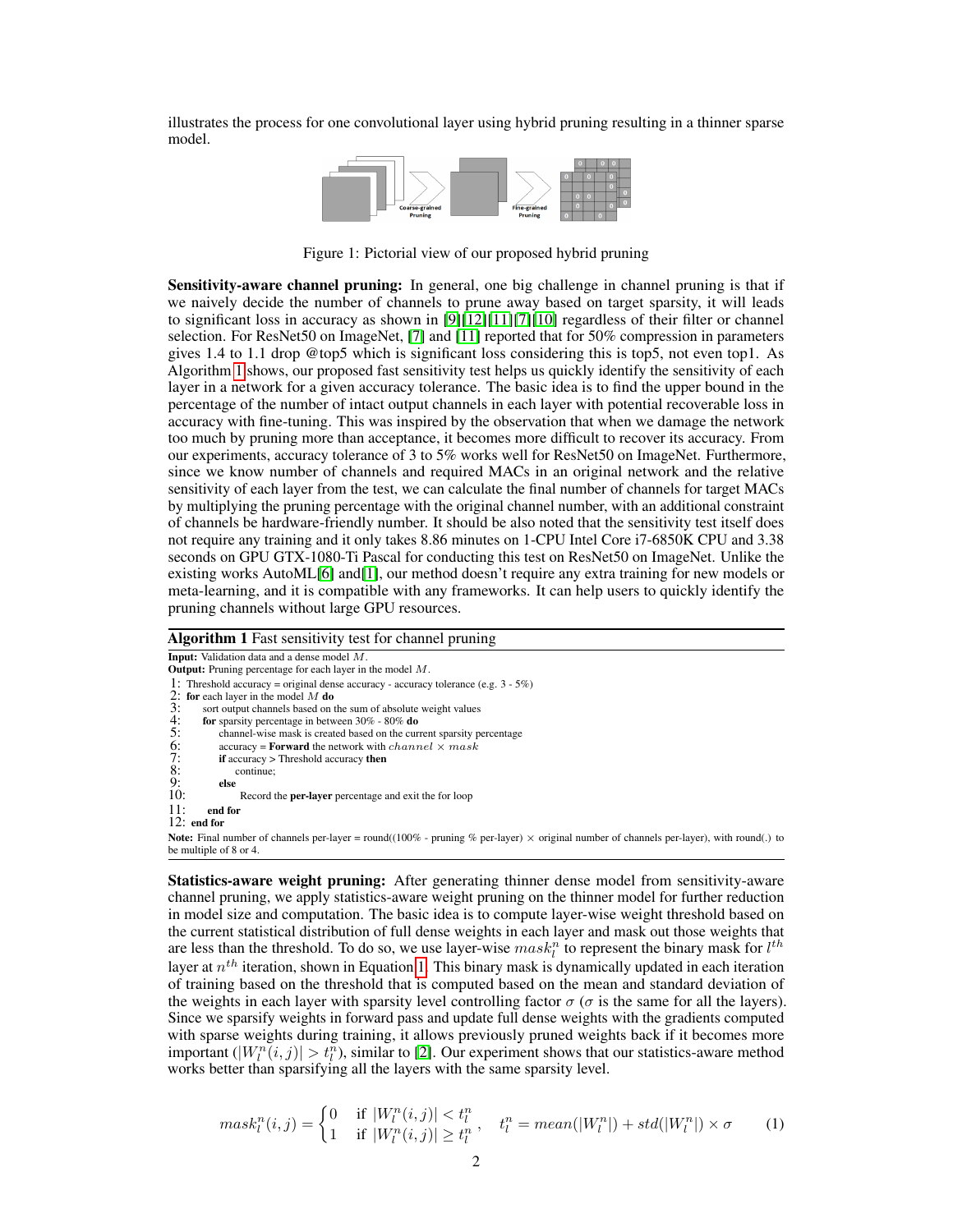illustrates the process for one convolutional layer using hybrid pruning resulting in a thinner sparse model.

Figure 1: Pictorial view of our proposed hybrid pruning

**Sensitivity-aware channel pruning:** In general, one big challenge in channel pruning is that if we naively decide the number of channels to prune away based on target sparsity, it will leads to significant loss in accuracy as shown in [9][12][11][7][10] regardless of their filter or channel selection. For ResNet50 on ImageNet, [7] and [11] reported that for 50% compression in parameters gives 1.4 to 1.1 drop @top5 which is significant loss considering this is top5, not even top1. As Algorithm 1 shows, our proposed fast sensitivity test helps us quickly identify the sensitivity of each layer in a network for a given accuracy tolerance. The basic idea is to find the upper bound in the percentage of the number of intact output channels in each layer with potential recoverable loss in accuracy with fine-tuning. This was inspired by the observation that when we damage the network too much by pruning more than acceptance, it becomes more difficult to recover its accuracy. From our experiments, accuracy tolerance of 3 to 5% works well for ResNet50 on ImageNet. Furthermore, since we know number of channels and required MACs in an original network and the relative sensitivity of each layer from the test, we can calculate the final number of channels for target MACs by multiplying the pruning percentage with the original channel number, with an additional constraint of channels be hardware-friendly number. It should be also noted that the sensitivity test itself does not require any training and it only takes 8.86 minutes on 1-CPU Intel Core i7-6850K CPU and 3.38 seconds on GPU GTX-1080-Ti Pascal for conducting this test on ResNet50 on ImageNet. Unlike the existing works AutoML[6] and[1], our method doesn't require any extra training for new models or meta-learning, and it is compatible with any frameworks. It can help users to quickly identify the pruning channels without large GPU resources.

**Algorithm 1** Fast sensitivity test for channel pruning

**Input:** Validation data and a dense model $M$.
**Output:** Pruning percentage for each layer in the model $M$.

```
1:  Threshold accuracy = original dense accuracy - accuracy tolerance (e.g. 3 - 5%)
2:  for each layer in the model M do
3:      sort output channels based on the sum of absolute weight values
4:      for sparsity percentage in between 30% - 80% do
5:          channel-wise mask is created based on the current sparsity percentage
6:          accuracy = Forward the network with channel × mask
7:          if accuracy > Threshold accuracy then
8:              continue;
9:          else
10:             Record the per-layer percentage and exit the for loop
11:     end for
12: end for
```

**Note:** Final number of channels per-layer = round((100% - pruning % per-layer) × original number of channels per-layer), with round(.) to be multiple of 8 or 4.

**Statistics-aware weight pruning:** After generating thinner dense model from sensitivity-aware channel pruning, we apply statistics-aware weight pruning on the thinner model for further reduction in model size and computation. The basic idea is to compute layer-wise weight threshold based on the current statistical distribution of full dense weights in each layer and mask out those weights that are less than the threshold. To do so, we use layer-wise $mask_l^n$ to represent the binary mask for $l^{th}$ layer at $n^{th}$ iteration, shown in Equation 1. This binary mask is dynamically updated in each iteration of training based on the threshold that is computed based on the mean and standard deviation of the weights in each layer with sparsity level controlling factor $\sigma$ ($\sigma$ is the same for all the layers). Since we sparsify weights in forward pass and update full dense weights with the gradients computed with sparse weights during training, it allows previously pruned weights back if it becomes more important ($|W_l^n(i,j)| > t_l^n$), similar to [2]. Our experiment shows that our statistics-aware method works better than sparsifying all the layers with the same sparsity level.

$$mask_l^n(i,j) = \begin{cases} 0 & \text{if } |W_l^n(i,j)| < t_l^n \\ 1 & \text{if } |W_l^n(i,j)| \geq t_l^n \end{cases}, \quad t_l^n = mean(|W_l^n|) + std(|W_l^n|) \times \sigma \tag{1}$$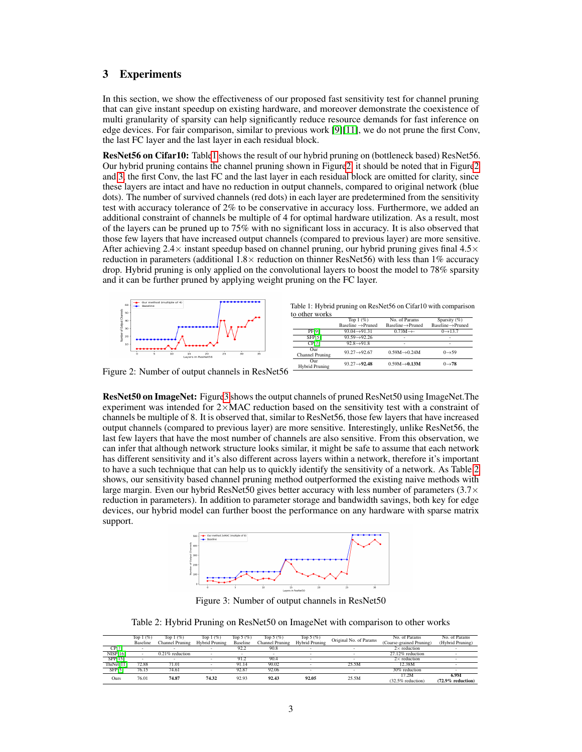## 3 Experiments

In this section, we show the effectiveness of our proposed fast sensitivity test for channel pruning that can give instant speedup on existing hardware, and moreover demonstrate the coexistence of multi granularity of sparsity can help significantly reduce resource demands for fast inference on edge devices. For fair comparison, similar to previous work [9][11], we do not prune the first Conv, the last FC layer and the last layer in each residual block.

**ResNet56 on Cifar10:** Table 1 shows the result of our hybrid pruning on (bottleneck based) ResNet56. Our hybrid pruning contains the channel pruning shown in Figure 2, it should be noted that in Figure 2 and 3, the first Conv, the last FC and the last layer in each residual block are omitted for clarity, since these layers are intact and have no reduction in output channels, compared to original network (blue dots). The number of survived channels (red dots) in each layer are predetermined from the sensitivity test with accuracy tolerance of 2% to be conservative in accuracy loss. Furthermore, we added an additional constraint of channels be multiple of 4 for optimal hardware utilization. As a result, most of the layers can be pruned up to 75% with no significant loss in accuracy. It is also observed that those few layers that have increased output channels (compared to previous layer) are more sensitive. After achieving 2.4× instant speedup based on channel pruning, our hybrid pruning gives final 4.5× reduction in parameters (additional 1.8× reduction on thinner ResNet56) with less than 1% accuracy drop. Hybrid pruning is only applied on the convolutional layers to boost the model to 78% sparsity and it can be further pruned by applying weight pruning on the FC layer.

Figure 2: Number of output channels in ResNet56

Table 1: Hybrid pruning on ResNet56 on Cifar10 with comparison to other works

| | Top 1 (%) Baseline →Pruned | No. of Params Baseline→Pruned | Sparsity (%) Baseline→Pruned |
|---|---|---|---|
| PF[9] | 93.04→91.31 | 0.73M→- | 0→13.7 |
| SFP[5] | 93.59→92.26 | - | - |
| CP[7] | 92.8→91.8 | - | - |
| Our Channel Pruning | 93.27→92.67 | 0.59M→0.24M | 0→59 |
| Our Hybrid Pruning | 93.27→**92.48** | 0.59M→**0.13M** | 0→**78** |

**ResNet50 on ImageNet:** Figure 3 shows the output channels of pruned ResNet50 using ImageNet.The experiment was intended for 2×MAC reduction based on the sensitivity test with a constraint of channels be multiple of 8. It is observed that, similar to ResNet56, those few layers that have increased output channels (compared to previous layer) are more sensitive. Interestingly, unlike ResNet56, the last few layers that have the most number of channels are also sensitive. From this observation, we can infer that although network structure looks similar, it might be safe to assume that each network has different sensitivity and it's also different across layers within a network, therefore it's important to have a such technique that can help us to quickly identify the sensitivity of a network. As Table 2 shows, our sensitivity based channel pruning method outperformed the existing naive methods with large margin. Even our hybrid ResNet50 gives better accuracy with less number of parameters (3.7× reduction in parameters). In addition to parameter storage and bandwidth savings, both key for edge devices, our hybrid model can further boost the performance on any hardware with sparse matrix support.

Figure 3: Number of output channels in ResNet50

Table 2: Hybrid Pruning on ResNet50 on ImageNet with comparison to other works

| | Top 1 (%) Baseline | Top 1 (%) Channel Pruning | Top 1 (%) Hybrid Pruning | Top 5 (%) Baseline | Top 5 (%) Channel Pruning | Top 5 (%) Hybrid Pruning | Original No. of Params | No. of Params (Coarse-grained Pruning) | No. of Params (Hybrid Pruning) |
|---|---|---|---|---|---|---|---|---|---|
| CP[7] | - | - | - | 92.2 | 90.8 | - | - | 2× reduction | - |
| NISP[16] | - | 0.21% reduction | - | - | - | - | - | 27.12% reduction | - |
| SPP[15] | - | - | - | 91.2 | 90.4 | - | - | 2× reduction | - |
| ThiNet[11] | 72.88 | 71.01 | - | 91.14 | 90.02 | - | 25.5M | 12.38M | - |
| SFP[5] | 76.15 | 74.61 | - | 92.87 | 92.06 | - | - | 30% reduction | - |
| Ours | 76.01 | **74.87** | **74.32** | 92.93 | **92.43** | **92.05** | 25.5M | 17.2M (32.5% reduction) | **6.9M** (**72.9% reduction**) |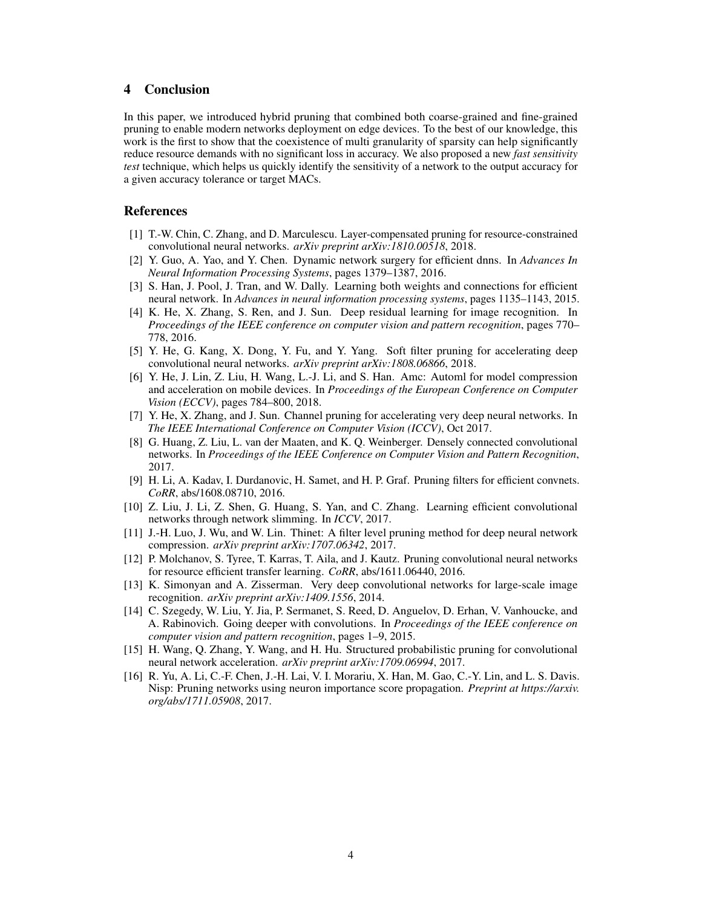## 4 Conclusion

In this paper, we introduced hybrid pruning that combined both coarse-grained and fine-grained pruning to enable modern networks deployment on edge devices. To the best of our knowledge, this work is the first to show that the coexistence of multi granularity of sparsity can help significantly reduce resource demands with no significant loss in accuracy. We also proposed a new *fast sensitivity test* technique, which helps us quickly identify the sensitivity of a network to the output accuracy for a given accuracy tolerance or target MACs.

## References

[1] T.-W. Chin, C. Zhang, and D. Marculescu. Layer-compensated pruning for resource-constrained convolutional neural networks. *arXiv preprint arXiv:1810.00518*, 2018.

[2] Y. Guo, A. Yao, and Y. Chen. Dynamic network surgery for efficient dnns. In *Advances In Neural Information Processing Systems*, pages 1379–1387, 2016.

[3] S. Han, J. Pool, J. Tran, and W. Dally. Learning both weights and connections for efficient neural network. In *Advances in neural information processing systems*, pages 1135–1143, 2015.

[4] K. He, X. Zhang, S. Ren, and J. Sun. Deep residual learning for image recognition. In *Proceedings of the IEEE conference on computer vision and pattern recognition*, pages 770–778, 2016.

[5] Y. He, G. Kang, X. Dong, Y. Fu, and Y. Yang. Soft filter pruning for accelerating deep convolutional neural networks. *arXiv preprint arXiv:1808.06866*, 2018.

[6] Y. He, J. Lin, Z. Liu, H. Wang, L.-J. Li, and S. Han. Amc: Automl for model compression and acceleration on mobile devices. In *Proceedings of the European Conference on Computer Vision (ECCV)*, pages 784–800, 2018.

[7] Y. He, X. Zhang, and J. Sun. Channel pruning for accelerating very deep neural networks. In *The IEEE International Conference on Computer Vision (ICCV)*, Oct 2017.

[8] G. Huang, Z. Liu, L. van der Maaten, and K. Q. Weinberger. Densely connected convolutional networks. In *Proceedings of the IEEE Conference on Computer Vision and Pattern Recognition*, 2017.

[9] H. Li, A. Kadav, I. Durdanovic, H. Samet, and H. P. Graf. Pruning filters for efficient convnets. *CoRR*, abs/1608.08710, 2016.

[10] Z. Liu, J. Li, Z. Shen, G. Huang, S. Yan, and C. Zhang. Learning efficient convolutional networks through network slimming. In *ICCV*, 2017.

[11] J.-H. Luo, J. Wu, and W. Lin. Thinet: A filter level pruning method for deep neural network compression. *arXiv preprint arXiv:1707.06342*, 2017.

[12] P. Molchanov, S. Tyree, T. Karras, T. Aila, and J. Kautz. Pruning convolutional neural networks for resource efficient transfer learning. *CoRR*, abs/1611.06440, 2016.

[13] K. Simonyan and A. Zisserman. Very deep convolutional networks for large-scale image recognition. *arXiv preprint arXiv:1409.1556*, 2014.

[14] C. Szegedy, W. Liu, Y. Jia, P. Sermanet, S. Reed, D. Anguelov, D. Erhan, V. Vanhoucke, and A. Rabinovich. Going deeper with convolutions. In *Proceedings of the IEEE conference on computer vision and pattern recognition*, pages 1–9, 2015.

[15] H. Wang, Q. Zhang, Y. Wang, and H. Hu. Structured probabilistic pruning for convolutional neural network acceleration. *arXiv preprint arXiv:1709.06994*, 2017.

[16] R. Yu, A. Li, C.-F. Chen, J.-H. Lai, V. I. Morariu, X. Han, M. Gao, C.-Y. Lin, and L. S. Davis. Nisp: Pruning networks using neuron importance score propagation. *Preprint at https://arxiv.org/abs/1711.05908*, 2017.